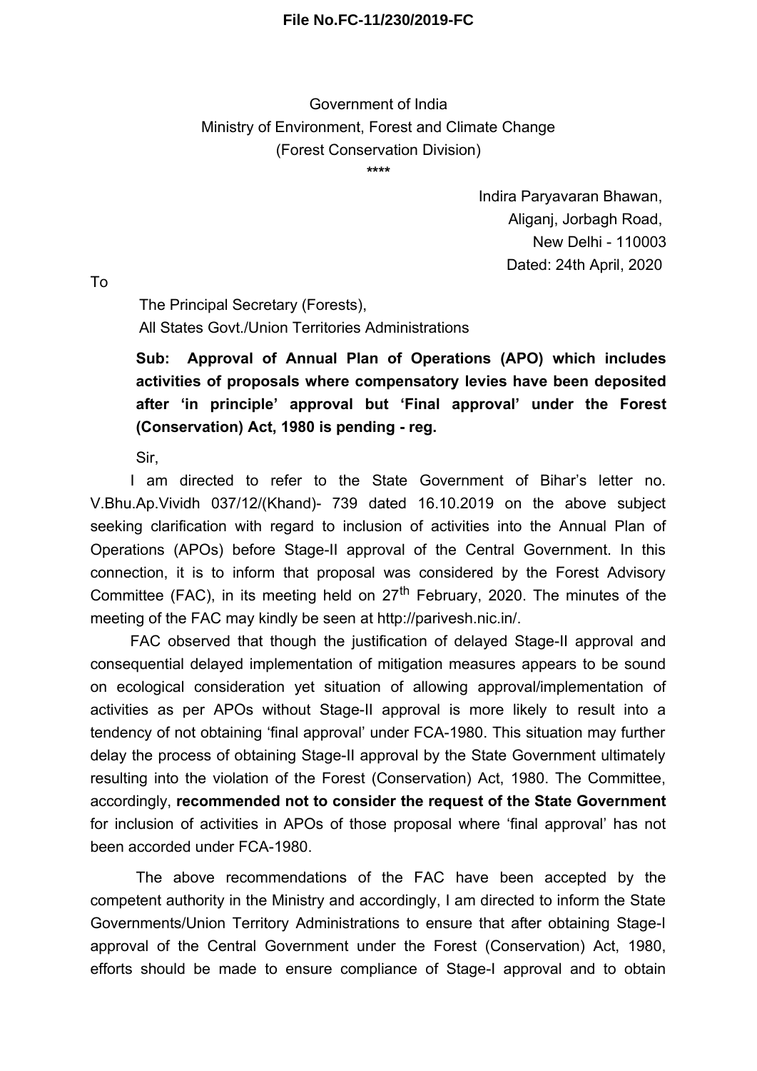**File No.FC-11/230/2019-FC**

Government of India
Ministry of Environment, Forest and Climate Change
(Forest Conservation Division)

\*\*\*\*

Indira Paryavaran Bhawan,
Aliganj, Jorbagh Road,
New Delhi - 110003
Dated: 24th April, 2020

To

The Principal Secretary (Forests),
All States Govt./Union Territories Administrations

**Sub: Approval of Annual Plan of Operations (APO) which includes activities of proposals where compensatory levies have been deposited after 'in principle' approval but 'Final approval' under the Forest (Conservation) Act, 1980 is pending - reg.**

Sir,

I am directed to refer to the State Government of Bihar's letter no. V.Bhu.Ap.Vividh 037/12/(Khand)- 739 dated 16.10.2019 on the above subject seeking clarification with regard to inclusion of activities into the Annual Plan of Operations (APOs) before Stage-II approval of the Central Government. In this connection, it is to inform that proposal was considered by the Forest Advisory Committee (FAC), in its meeting held on 27th February, 2020. The minutes of the meeting of the FAC may kindly be seen at http://parivesh.nic.in/.

FAC observed that though the justification of delayed Stage-II approval and consequential delayed implementation of mitigation measures appears to be sound on ecological consideration yet situation of allowing approval/implementation of activities as per APOs without Stage-II approval is more likely to result into a tendency of not obtaining 'final approval' under FCA-1980. This situation may further delay the process of obtaining Stage-II approval by the State Government ultimately resulting into the violation of the Forest (Conservation) Act, 1980. The Committee, accordingly, **recommended not to consider the request of the State Government** for inclusion of activities in APOs of those proposal where 'final approval' has not been accorded under FCA-1980.

The above recommendations of the FAC have been accepted by the competent authority in the Ministry and accordingly, I am directed to inform the State Governments/Union Territory Administrations to ensure that after obtaining Stage-I approval of the Central Government under the Forest (Conservation) Act, 1980, efforts should be made to ensure compliance of Stage-I approval and to obtain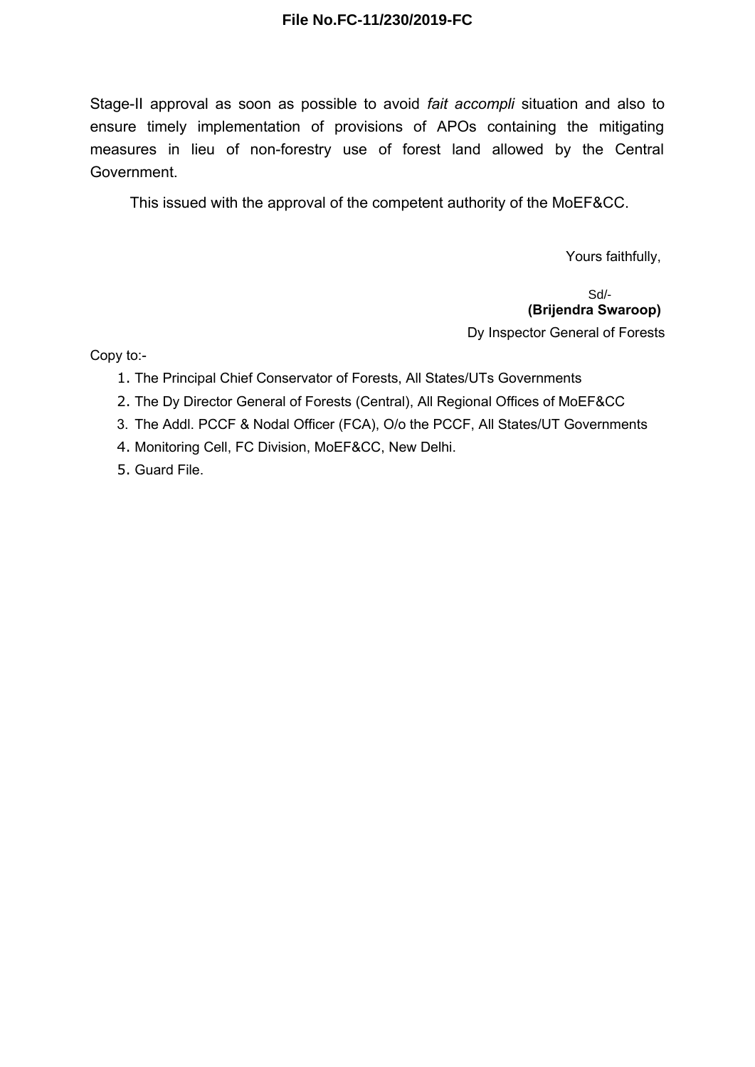Stage-II approval as soon as possible to avoid *fait accompli* situation and also to ensure timely implementation of provisions of APOs containing the mitigating measures in lieu of non-forestry use of forest land allowed by the Central Government.

This issued with the approval of the competent authority of the MoEF&CC.

Yours faithfully,

Sd/-
**(Brijendra Swaroop)**
Dy Inspector General of Forests

Copy to:-

1. The Principal Chief Conservator of Forests, All States/UTs Governments
2. The Dy Director General of Forests (Central), All Regional Offices of MoEF&CC
3. The Addl. PCCF & Nodal Officer (FCA), O/o the PCCF, All States/UT Governments
4. Monitoring Cell, FC Division, MoEF&CC, New Delhi.
5. Guard File.